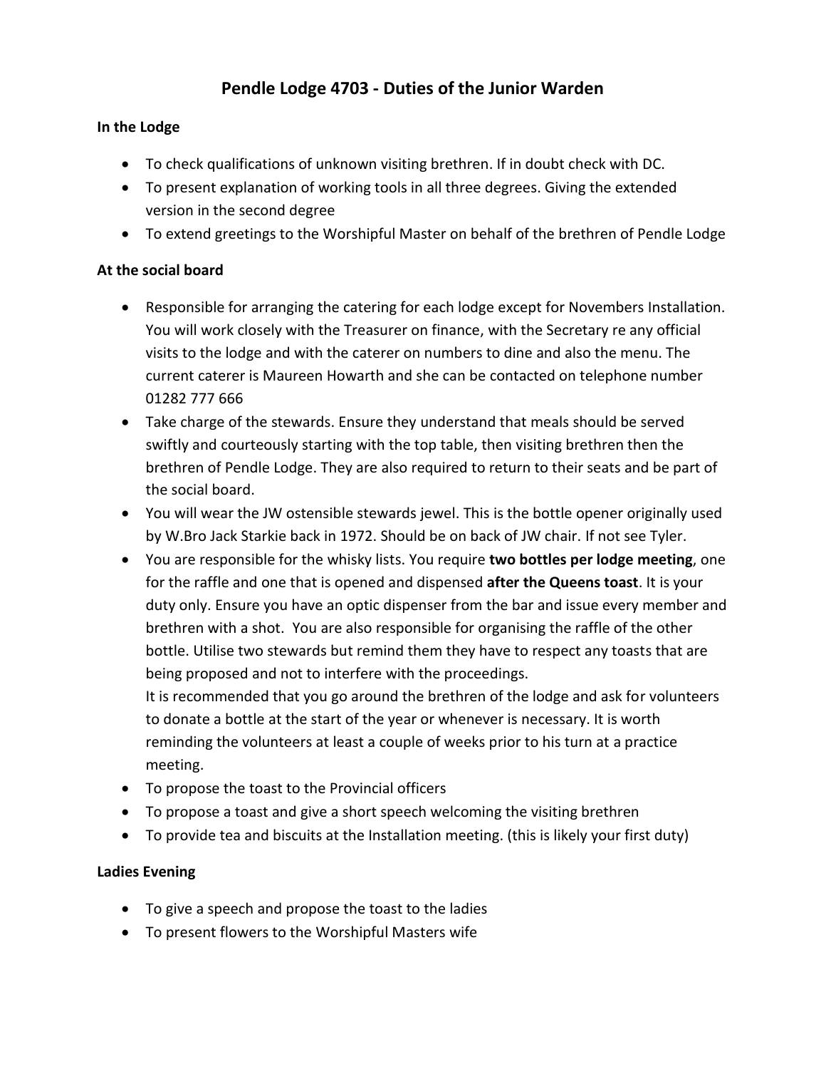# Pendle Lodge 4703 - Duties of the Junior Warden

## In the Lodge

- To check qualifications of unknown visiting brethren. If in doubt check with DC.
- To present explanation of working tools in all three degrees. Giving the extended version in the second degree
- To extend greetings to the Worshipful Master on behalf of the brethren of Pendle Lodge

## At the social board

- Responsible for arranging the catering for each lodge except for Novembers Installation. You will work closely with the Treasurer on finance, with the Secretary re any official visits to the lodge and with the caterer on numbers to dine and also the menu. The current caterer is Maureen Howarth and she can be contacted on telephone number 01282 777 666
- Take charge of the stewards. Ensure they understand that meals should be served swiftly and courteously starting with the top table, then visiting brethren then the brethren of Pendle Lodge. They are also required to return to their seats and be part of the social board.
- You will wear the JW ostensible stewards jewel. This is the bottle opener originally used by W.Bro Jack Starkie back in 1972. Should be on back of JW chair. If not see Tyler.
- You are responsible for the whisky lists. You require **two bottles per lodge meeting**, one for the raffle and one that is opened and dispensed **after the Queens toast**. It is your duty only. Ensure you have an optic dispenser from the bar and issue every member and brethren with a shot. You are also responsible for organising the raffle of the other bottle. Utilise two stewards but remind them they have to respect any toasts that are being proposed and not to interfere with the proceedings.
  It is recommended that you go around the brethren of the lodge and ask for volunteers to donate a bottle at the start of the year or whenever is necessary. It is worth reminding the volunteers at least a couple of weeks prior to his turn at a practice meeting.
- To propose the toast to the Provincial officers
- To propose a toast and give a short speech welcoming the visiting brethren
- To provide tea and biscuits at the Installation meeting. (this is likely your first duty)

## Ladies Evening

- To give a speech and propose the toast to the ladies
- To present flowers to the Worshipful Masters wife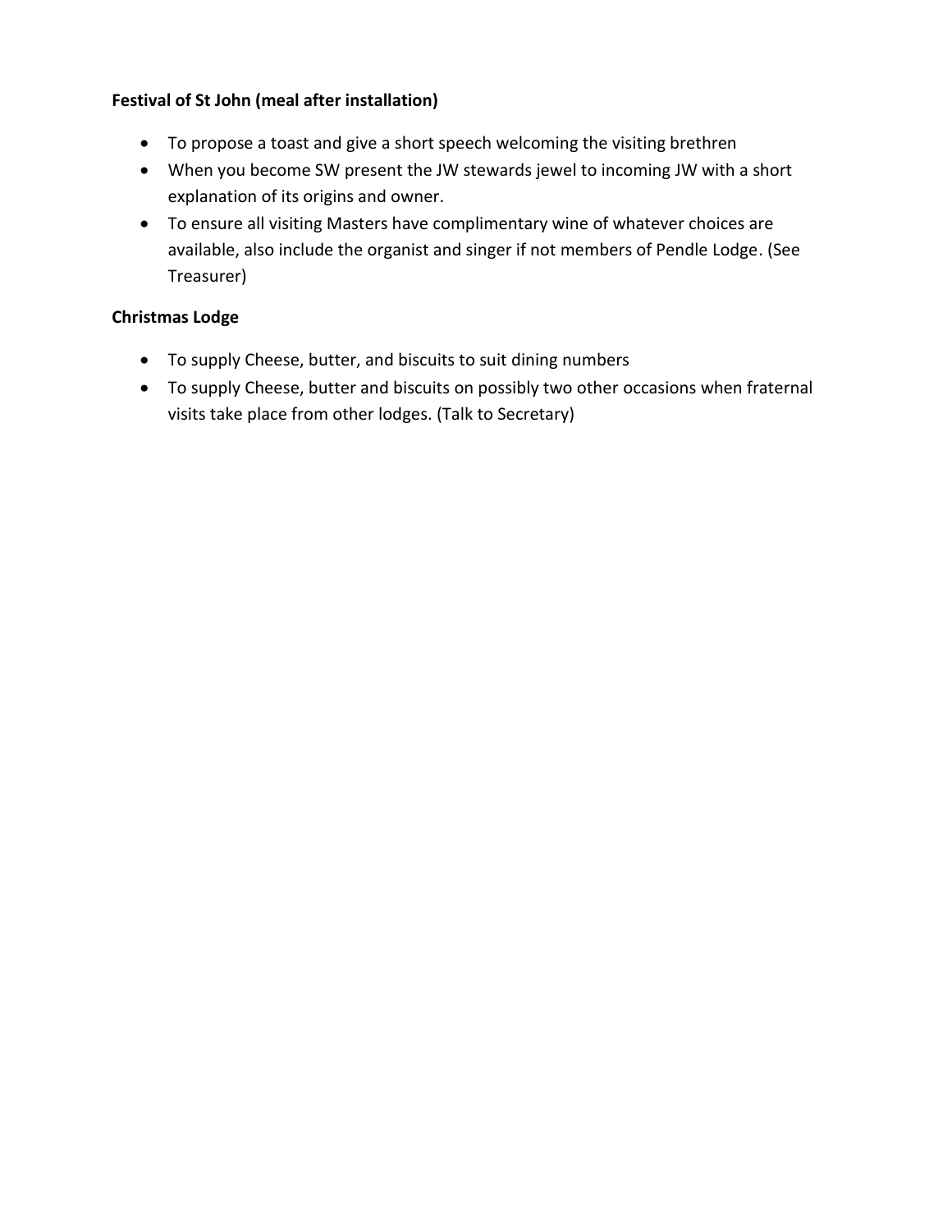**Festival of St John (meal after installation)**

- To propose a toast and give a short speech welcoming the visiting brethren
- When you become SW present the JW stewards jewel to incoming JW with a short explanation of its origins and owner.
- To ensure all visiting Masters have complimentary wine of whatever choices are available, also include the organist and singer if not members of Pendle Lodge. (See Treasurer)

**Christmas Lodge**

- To supply Cheese, butter, and biscuits to suit dining numbers
- To supply Cheese, butter and biscuits on possibly two other occasions when fraternal visits take place from other lodges. (Talk to Secretary)